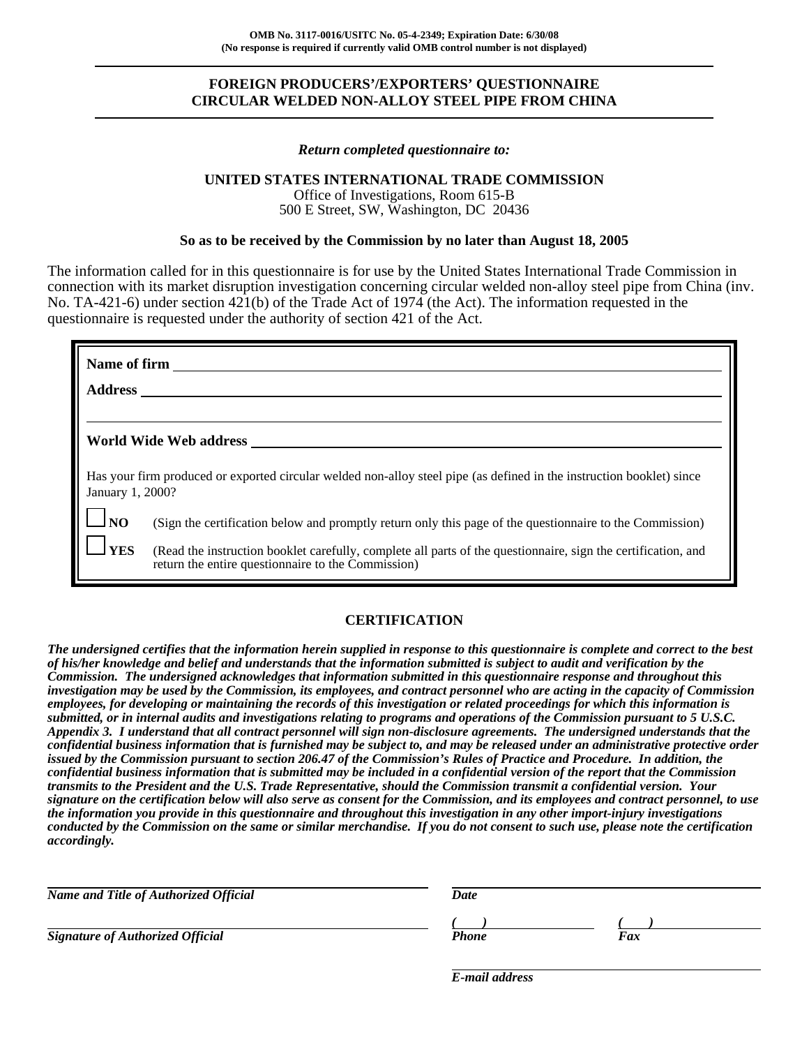**OMB No. 3117-0016/USITC No. 05-4-2349; Expiration Date: 6/30/08**
**(No response is required if currently valid OMB control number is not displayed)**

# FOREIGN PRODUCERS'/EXPORTERS' QUESTIONNAIRE
# CIRCULAR WELDED NON-ALLOY STEEL PIPE FROM CHINA

***Return completed questionnaire to:***

**UNITED STATES INTERNATIONAL TRADE COMMISSION**
Office of Investigations, Room 615-B
500 E Street, SW, Washington, DC 20436

**So as to be received by the Commission by no later than August 18, 2005**

The information called for in this questionnaire is for use by the United States International Trade Commission in connection with its market disruption investigation concerning circular welded non-alloy steel pipe from China (inv. No. TA-421-6) under section 421(b) of the Trade Act of 1974 (the Act). The information requested in the questionnaire is requested under the authority of section 421 of the Act.

**Name of firm** ______________________________

**Address** ______________________________

______________________________

**World Wide Web address** ______________________________

Has your firm produced or exported circular welded non-alloy steel pipe (as defined in the instruction booklet) since January 1, 2000?

☐ **NO** (Sign the certification below and promptly return only this page of the questionnaire to the Commission)

☐ **YES** (Read the instruction booklet carefully, complete all parts of the questionnaire, sign the certification, and return the entire questionnaire to the Commission)

## CERTIFICATION

***The undersigned certifies that the information herein supplied in response to this questionnaire is complete and correct to the best of his/her knowledge and belief and understands that the information submitted is subject to audit and verification by the Commission. The undersigned acknowledges that information submitted in this questionnaire response and throughout this investigation may be used by the Commission, its employees, and contract personnel who are acting in the capacity of Commission employees, for developing or maintaining the records of this investigation or related proceedings for which this information is submitted, or in internal audits and investigations relating to programs and operations of the Commission pursuant to 5 U.S.C. Appendix 3. I understand that all contract personnel will sign non-disclosure agreements. The undersigned understands that the confidential business information that is furnished may be subject to, and may be released under an administrative protective order issued by the Commission pursuant to section 206.47 of the Commission's Rules of Practice and Procedure. In addition, the confidential business information that is submitted may be included in a confidential version of the report that the Commission transmits to the President and the U.S. Trade Representative, should the Commission transmit a confidential version. Your signature on the certification below will also serve as consent for the Commission, and its employees and contract personnel, to use the information you provide in this questionnaire and throughout this investigation in any other import-injury investigations conducted by the Commission on the same or similar merchandise. If you do not consent to such use, please note the certification accordingly.***

______________________________ ______________________________
***Name and Title of Authorized Official*** ***Date***

______________________________ ( ) ______________ ( ) ______________
***Signature of Authorized Official*** ***Phone*** ***Fax***

______________________________
***E-mail address***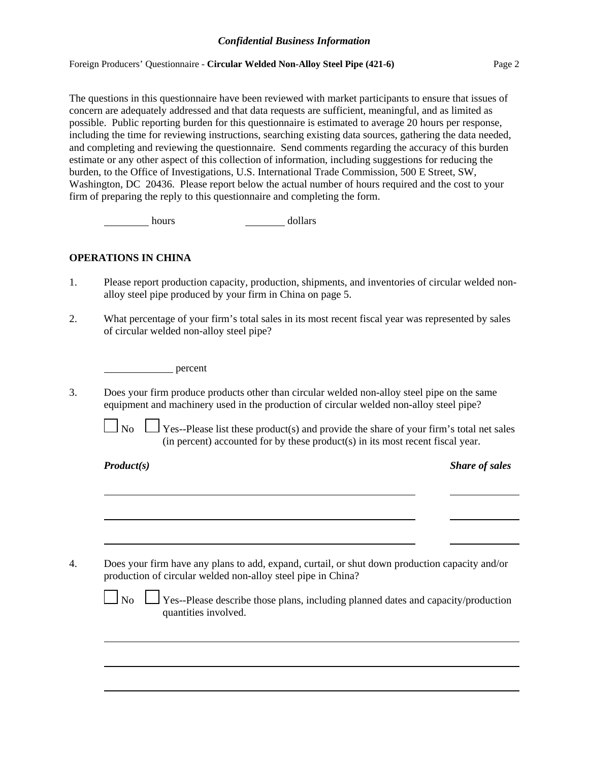The questions in this questionnaire have been reviewed with market participants to ensure that issues of concern are adequately addressed and that data requests are sufficient, meaningful, and as limited as possible. Public reporting burden for this questionnaire is estimated to average 20 hours per response, including the time for reviewing instructions, searching existing data sources, gathering the data needed, and completing and reviewing the questionnaire. Send comments regarding the accuracy of this burden estimate or any other aspect of this collection of information, including suggestions for reducing the burden, to the Office of Investigations, U.S. International Trade Commission, 500 E Street, SW, Washington, DC 20436. Please report below the actual number of hours required and the cost to your firm of preparing the reply to this questionnaire and completing the form.

________ hours ________ dollars

## OPERATIONS IN CHINA

1. Please report production capacity, production, shipments, and inventories of circular welded non-alloy steel pipe produced by your firm in China on page 5.

2. What percentage of your firm's total sales in its most recent fiscal year was represented by sales of circular welded non-alloy steel pipe?

   ____________ percent

3. Does your firm produce products other than circular welded non-alloy steel pipe on the same equipment and machinery used in the production of circular welded non-alloy steel pipe?

   ☐ No ☐ Yes--Please list these product(s) and provide the share of your firm's total net sales (in percent) accounted for by these product(s) in its most recent fiscal year.

| ***Product(s)*** | ***Share of sales*** |
| --- | --- |
| | |
| | |
| | |

4. Does your firm have any plans to add, expand, curtail, or shut down production capacity and/or production of circular welded non-alloy steel pipe in China?

   ☐ No ☐ Yes--Please describe those plans, including planned dates and capacity/production quantities involved.

   ______________________________________________________________________

   ______________________________________________________________________

   ______________________________________________________________________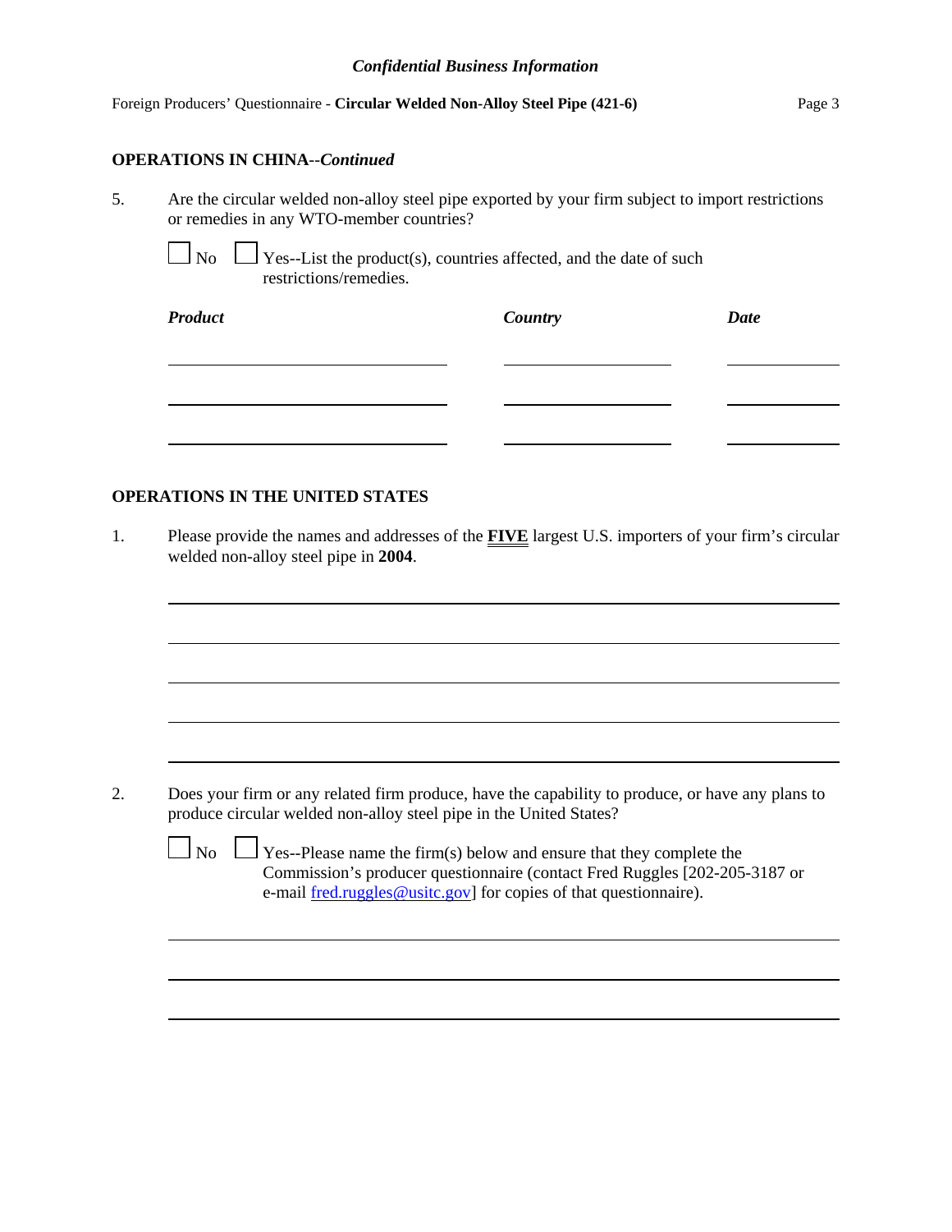**OPERATIONS IN CHINA--*Continued***

5. Are the circular welded non-alloy steel pipe exported by your firm subject to import restrictions or remedies in any WTO-member countries?

   ☐ No ☐ Yes--List the product(s), countries affected, and the date of such restrictions/remedies.

| *Product* | *Country* | *Date* |
|---|---|---|
| | | |
| | | |
| | | |

**OPERATIONS IN THE UNITED STATES**

1. Please provide the names and addresses of the **FIVE** largest U.S. importers of your firm's circular welded non-alloy steel pipe in **2004**.

   ______________________________________________

   ______________________________________________

   ______________________________________________

   ______________________________________________

   ______________________________________________

2. Does your firm or any related firm produce, have the capability to produce, or have any plans to produce circular welded non-alloy steel pipe in the United States?

   ☐ No ☐ Yes--Please name the firm(s) below and ensure that they complete the Commission's producer questionnaire (contact Fred Ruggles [202-205-3187 or e-mail fred.ruggles@usitc.gov] for copies of that questionnaire).

   ______________________________________________

   ______________________________________________

   ______________________________________________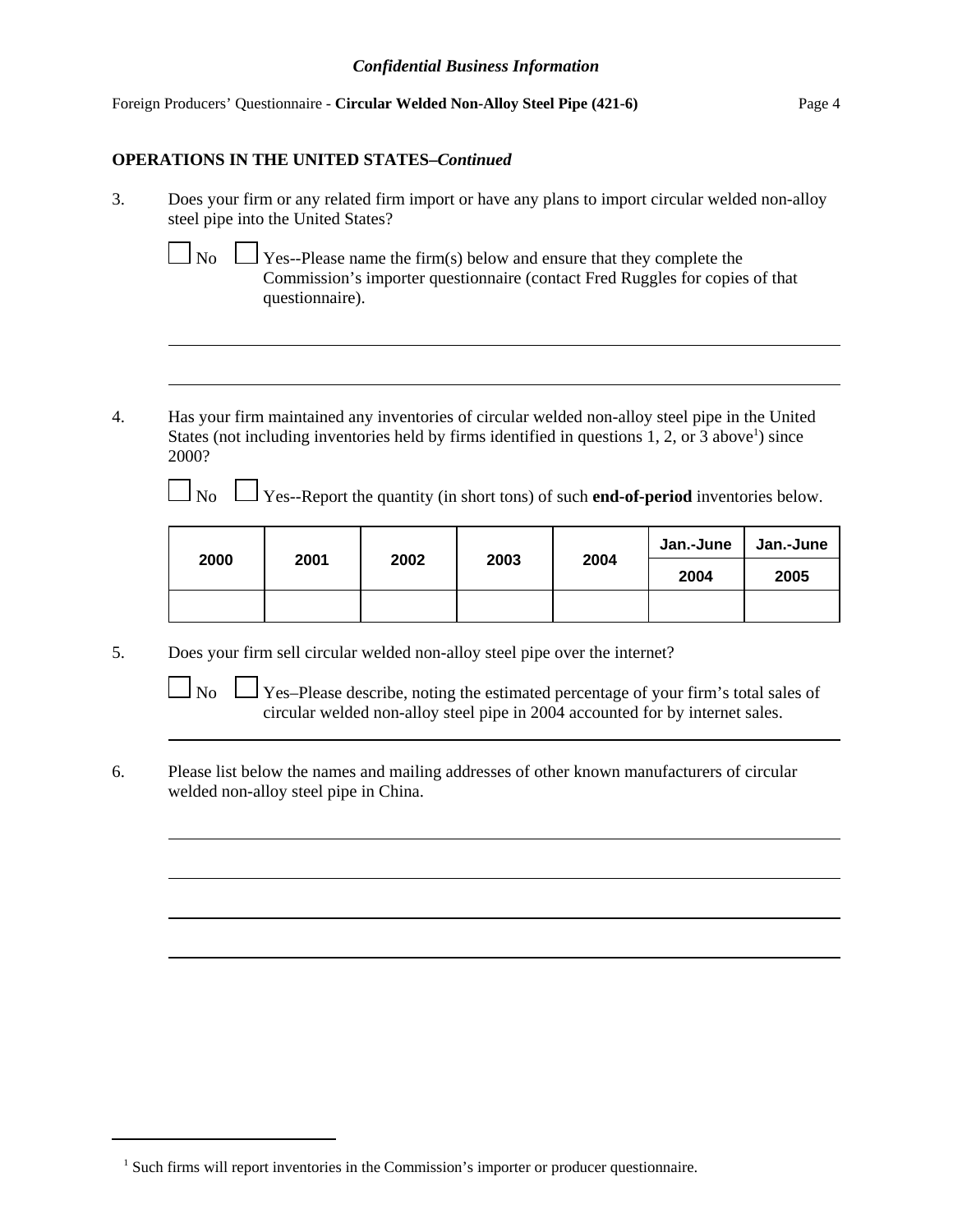## OPERATIONS IN THE UNITED STATES–*Continued*

3. Does your firm or any related firm import or have any plans to import circular welded non-alloy steel pipe into the United States?

☐ No ☐ Yes--Please name the firm(s) below and ensure that they complete the Commission's importer questionnaire (contact Fred Ruggles for copies of that questionnaire).

\_\_\_\_\_\_\_\_\_\_\_\_\_\_\_\_\_\_\_\_\_\_\_\_\_\_\_\_\_\_\_\_\_\_\_\_\_\_\_\_\_\_\_\_\_\_\_\_\_\_\_\_\_\_\_\_\_\_\_\_\_\_\_\_\_\_\_\_\_\_\_\_\_\_\_\_

\_\_\_\_\_\_\_\_\_\_\_\_\_\_\_\_\_\_\_\_\_\_\_\_\_\_\_\_\_\_\_\_\_\_\_\_\_\_\_\_\_\_\_\_\_\_\_\_\_\_\_\_\_\_\_\_\_\_\_\_\_\_\_\_\_\_\_\_\_\_\_\_\_\_\_\_

4. Has your firm maintained any inventories of circular welded non-alloy steel pipe in the United States (not including inventories held by firms identified in questions 1, 2, or 3 above[1]) since 2000?

☐ No ☐ Yes--Report the quantity (in short tons) of such **end-of-period** inventories below.

| 2000 | 2001 | 2002 | 2003 | 2004 | Jan.-June | Jan.-June |
|---|---|---|---|---|---|---|
| | | | | | 2004 | 2005 |
| | | | | | | |

5. Does your firm sell circular welded non-alloy steel pipe over the internet?

☐ No ☐ Yes–Please describe, noting the estimated percentage of your firm's total sales of circular welded non-alloy steel pipe in 2004 accounted for by internet sales.

\_\_\_\_\_\_\_\_\_\_\_\_\_\_\_\_\_\_\_\_\_\_\_\_\_\_\_\_\_\_\_\_\_\_\_\_\_\_\_\_\_\_\_\_\_\_\_\_\_\_\_\_\_\_\_\_\_\_\_\_\_\_\_\_\_\_\_\_\_\_\_\_\_\_\_\_

6. Please list below the names and mailing addresses of other known manufacturers of circular welded non-alloy steel pipe in China.

\_\_\_\_\_\_\_\_\_\_\_\_\_\_\_\_\_\_\_\_\_\_\_\_\_\_\_\_\_\_\_\_\_\_\_\_\_\_\_\_\_\_\_\_\_\_\_\_\_\_\_\_\_\_\_\_\_\_\_\_\_\_\_\_\_\_\_\_\_\_\_\_\_\_\_\_

\_\_\_\_\_\_\_\_\_\_\_\_\_\_\_\_\_\_\_\_\_\_\_\_\_\_\_\_\_\_\_\_\_\_\_\_\_\_\_\_\_\_\_\_\_\_\_\_\_\_\_\_\_\_\_\_\_\_\_\_\_\_\_\_\_\_\_\_\_\_\_\_\_\_\_\_

\_\_\_\_\_\_\_\_\_\_\_\_\_\_\_\_\_\_\_\_\_\_\_\_\_\_\_\_\_\_\_\_\_\_\_\_\_\_\_\_\_\_\_\_\_\_\_\_\_\_\_\_\_\_\_\_\_\_\_\_\_\_\_\_\_\_\_\_\_\_\_\_\_\_\_\_

\_\_\_\_\_\_\_\_\_\_\_\_\_\_\_\_\_\_\_\_\_\_\_\_\_\_\_\_\_\_\_\_\_\_\_\_\_\_\_\_\_\_\_\_\_\_\_\_\_\_\_\_\_\_\_\_\_\_\_\_\_\_\_\_\_\_\_\_\_\_\_\_\_\_\_\_

[1] Such firms will report inventories in the Commission's importer or producer questionnaire.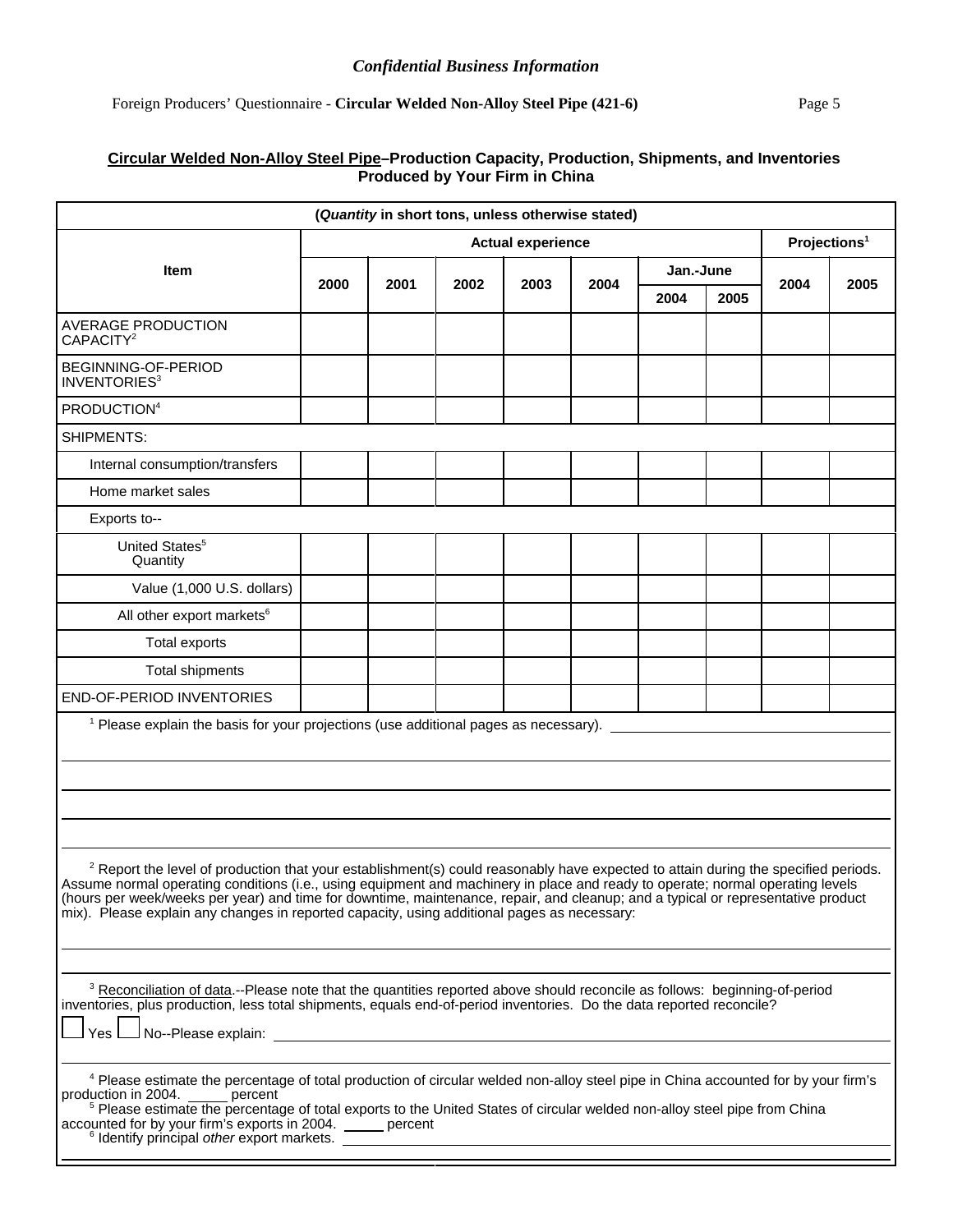*Confidential Business Information*

Foreign Producers' Questionnaire - **Circular Welded Non-Alloy Steel Pipe (421-6)**

**Circular Welded Non-Alloy Steel Pipe–Production Capacity, Production, Shipments, and Inventories Produced by Your Firm in China**

| (*Quantity* in short tons, unless otherwise stated) | | | | | | | | | |
|---|---|---|---|---|---|---|---|---|---|
| Item | Actual experience | | | | | | | Projections[1] | |
| | 2000 | 2001 | 2002 | 2003 | 2004 | Jan.-June | | 2004 | 2005 |
| | | | | | | 2004 | 2005 | | |
| AVERAGE PRODUCTION CAPACITY[2] | | | | | | | | | |
| BEGINNING-OF-PERIOD INVENTORIES[3] | | | | | | | | | |
| PRODUCTION[4] | | | | | | | | | |
| SHIPMENTS: | | | | | | | | | |
| Internal consumption/transfers | | | | | | | | | |
| Home market sales | | | | | | | | | |
| Exports to-- | | | | | | | | | |
| United States[5] Quantity | | | | | | | | | |
| Value (1,000 U.S. dollars) | | | | | | | | | |
| All other export markets[6] | | | | | | | | | |
| Total exports | | | | | | | | | |
| Total shipments | | | | | | | | | |
| END-OF-PERIOD INVENTORIES | | | | | | | | | |

[1] Please explain the basis for your projections (use additional pages as necessary). \_\_\_\_\_\_\_\_\_\_\_\_\_\_\_\_\_\_\_\_

[2] Report the level of production that your establishment(s) could reasonably have expected to attain during the specified periods. Assume normal operating conditions (i.e., using equipment and machinery in place and ready to operate; normal operating levels (hours per week/weeks per year) and time for downtime, maintenance, repair, and cleanup; and a typical or representative product mix). Please explain any changes in reported capacity, using additional pages as necessary:

[3] Reconciliation of data.--Please note that the quantities reported above should reconcile as follows: beginning-of-period inventories, plus production, less total shipments, equals end-of-period inventories. Do the data reported reconcile?

☐ Yes ☐ No--Please explain: \_\_\_\_\_\_\_\_\_\_\_\_\_\_\_\_\_\_\_\_

[4] Please estimate the percentage of total production of circular welded non-alloy steel pipe in China accounted for by your firm's production in 2004. \_\_\_\_\_ percent

[5] Please estimate the percentage of total exports to the United States of circular welded non-alloy steel pipe from China accounted for by your firm's exports in 2004. \_\_\_\_\_ percent

[6] Identify principal *other* export markets. \_\_\_\_\_\_\_\_\_\_\_\_\_\_\_\_\_\_\_\_